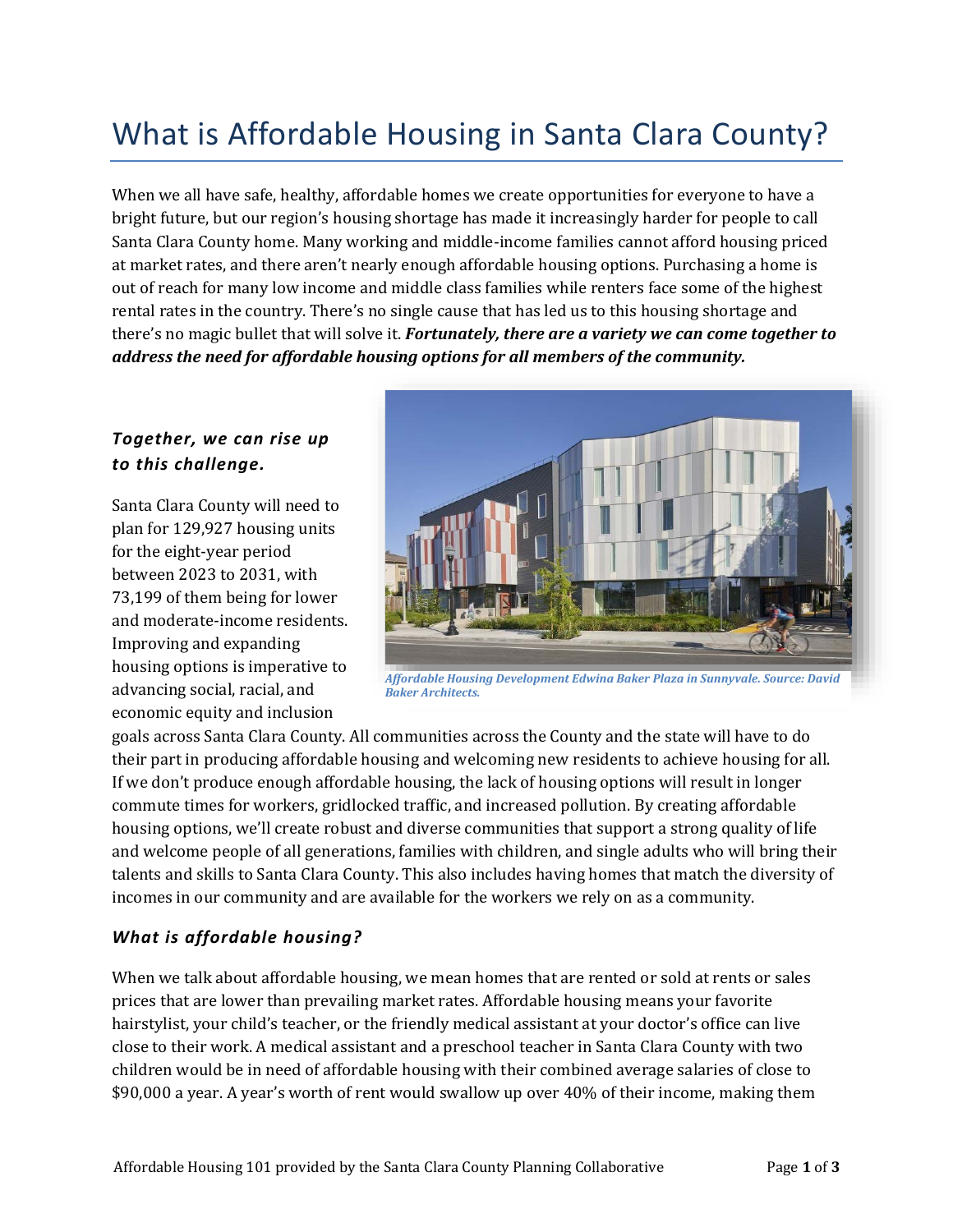# What is Affordable Housing in Santa Clara County?

When we all have safe, healthy, affordable homes we create opportunities for everyone to have a bright future, but our region's housing shortage has made it increasingly harder for people to call Santa Clara County home. Many working and middle-income families cannot afford housing priced at market rates, and there aren't nearly enough affordable housing options. Purchasing a home is out of reach for many low income and middle class families while renters face some of the highest rental rates in the country. There's no single cause that has led us to this housing shortage and there's no magic bullet that will solve it. ***Fortunately, there are a variety we can come together to address the need for affordable housing options for all members of the community.***

### *Together, we can rise up to this challenge.*

*Affordable Housing Development Edwina Baker Plaza in Sunnyvale. Source: David Baker Architects.*

Santa Clara County will need to plan for 129,927 housing units for the eight-year period between 2023 to 2031, with 73,199 of them being for lower and moderate-income residents. Improving and expanding housing options is imperative to advancing social, racial, and economic equity and inclusion goals across Santa Clara County. All communities across the County and the state will have to do their part in producing affordable housing and welcoming new residents to achieve housing for all. If we don't produce enough affordable housing, the lack of housing options will result in longer commute times for workers, gridlocked traffic, and increased pollution. By creating affordable housing options, we'll create robust and diverse communities that support a strong quality of life and welcome people of all generations, families with children, and single adults who will bring their talents and skills to Santa Clara County. This also includes having homes that match the diversity of incomes in our community and are available for the workers we rely on as a community.

### *What is affordable housing?*

When we talk about affordable housing, we mean homes that are rented or sold at rents or sales prices that are lower than prevailing market rates. Affordable housing means your favorite hairstylist, your child's teacher, or the friendly medical assistant at your doctor's office can live close to their work. A medical assistant and a preschool teacher in Santa Clara County with two children would be in need of affordable housing with their combined average salaries of close to $90,000 a year. A year's worth of rent would swallow up over 40% of their income, making them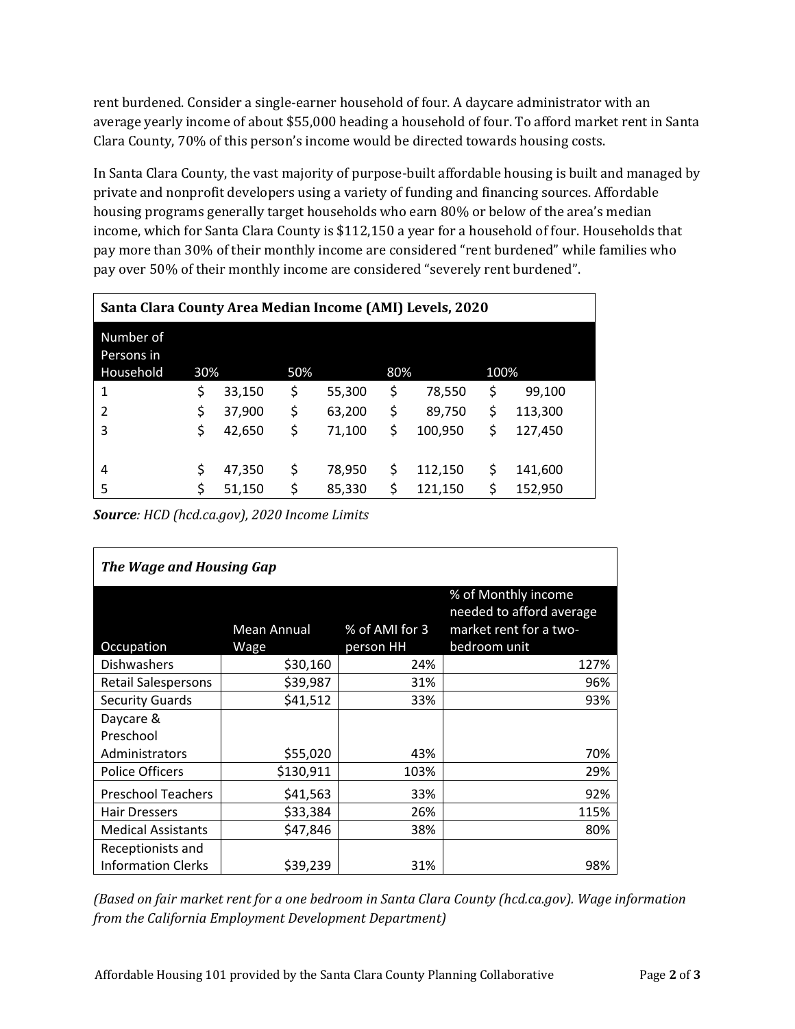rent burdened. Consider a single-earner household of four. A daycare administrator with an average yearly income of about $55,000 heading a household of four. To afford market rent in Santa Clara County, 70% of this person's income would be directed towards housing costs.

In Santa Clara County, the vast majority of purpose-built affordable housing is built and managed by private and nonprofit developers using a variety of funding and financing sources. Affordable housing programs generally target households who earn 80% or below of the area's median income, which for Santa Clara County is $112,150 a year for a household of four. Households that pay more than 30% of their monthly income are considered "rent burdened" while families who pay over 50% of their monthly income are considered "severely rent burdened".

**Santa Clara County Area Median Income (AMI) Levels, 2020**

| Number of Persons in Household | 30% | 50% | 80% | 100% |
|---|---|---|---|---|
| 1 | $ 33,150 | $ 55,300 | $ 78,550 | $ 99,100 |
| 2 | $ 37,900 | $ 63,200 | $ 89,750 | $ 113,300 |
| 3 | $ 42,650 | $ 71,100 | $ 100,950 | $ 127,450 |
| 4 | $ 47,350 | $ 78,950 | $ 112,150 | $ 141,600 |
| 5 | $ 51,150 | $ 85,330 | $ 121,150 | $ 152,950 |

***Source**: HCD (hcd.ca.gov), 2020 Income Limits*

***The Wage and Housing Gap***

| Occupation | Mean Annual Wage | % of AMI for 3 person HH | % of Monthly income needed to afford average market rent for a two-bedroom unit |
|---|---|---|---|
| Dishwashers | $30,160 | 24% | 127% |
| Retail Salespersons | $39,987 | 31% | 96% |
| Security Guards | $41,512 | 33% | 93% |
| Daycare & Preschool Administrators | $55,020 | 43% | 70% |
| Police Officers | $130,911 | 103% | 29% |
| Preschool Teachers | $41,563 | 33% | 92% |
| Hair Dressers | $33,384 | 26% | 115% |
| Medical Assistants | $47,846 | 38% | 80% |
| Receptionists and Information Clerks | $39,239 | 31% | 98% |

*(Based on fair market rent for a one bedroom in Santa Clara County (hcd.ca.gov). Wage information from the California Employment Development Department)*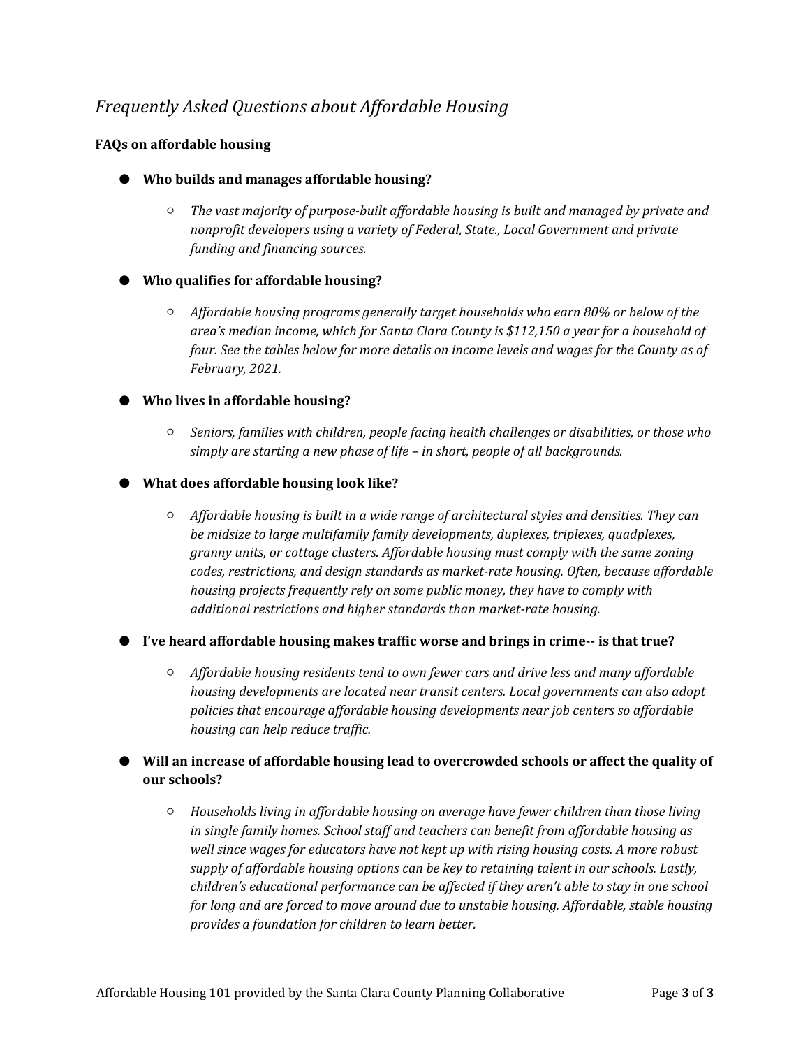## *Frequently Asked Questions about Affordable Housing*

**FAQs on affordable housing**

- **Who builds and manages affordable housing?**
  - *The vast majority of purpose-built affordable housing is built and managed by private and nonprofit developers using a variety of Federal, State., Local Government and private funding and financing sources.*
- **Who qualifies for affordable housing?**
  - *Affordable housing programs generally target households who earn 80% or below of the area's median income, which for Santa Clara County is $112,150 a year for a household of four. See the tables below for more details on income levels and wages for the County as of February, 2021.*
- **Who lives in affordable housing?**
  - *Seniors, families with children, people facing health challenges or disabilities, or those who simply are starting a new phase of life – in short, people of all backgrounds.*
- **What does affordable housing look like?**
  - *Affordable housing is built in a wide range of architectural styles and densities. They can be midsize to large multifamily family developments, duplexes, triplexes, quadplexes, granny units, or cottage clusters. Affordable housing must comply with the same zoning codes, restrictions, and design standards as market-rate housing. Often, because affordable housing projects frequently rely on some public money, they have to comply with additional restrictions and higher standards than market-rate housing.*
- **I've heard affordable housing makes traffic worse and brings in crime-- is that true?**
  - *Affordable housing residents tend to own fewer cars and drive less and many affordable housing developments are located near transit centers. Local governments can also adopt policies that encourage affordable housing developments near job centers so affordable housing can help reduce traffic.*
- **Will an increase of affordable housing lead to overcrowded schools or affect the quality of our schools?**
  - *Households living in affordable housing on average have fewer children than those living in single family homes. School staff and teachers can benefit from affordable housing as well since wages for educators have not kept up with rising housing costs. A more robust supply of affordable housing options can be key to retaining talent in our schools. Lastly, children's educational performance can be affected if they aren't able to stay in one school for long and are forced to move around due to unstable housing. Affordable, stable housing provides a foundation for children to learn better.*